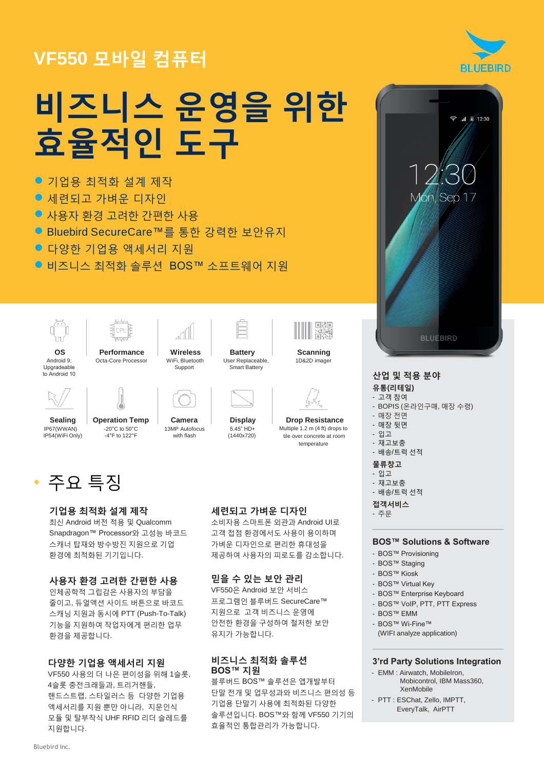# VF550 모바일 컴퓨터

# 비즈니스 운영을 위한 효율적인 도구

- 기업용 최적화 설계 제작
- 세련되고 가벼운 디자인
- 사용자 환경 고려한 간편한 사용
- Bluebird SecureCare™를 통한 강력한 보안유지
- 다양한 기업용 액세서리 지원
- 비즈니스 최적화 솔루션 BOS™ 소프트웨어 지원

| OS | Performance | Wireless | Battery | Scanning |
|---|---|---|---|---|
| Android 9; Upgradeable to Android 10 | Octa-Core Processor | WiFi, Bluetooth Support | User Replaceable, Smart Battery | 1D&2D imager |

| Sealing | Operation Temp | Camera | Display | Drop Resistance |
|---|---|---|---|---|
| IP67(WWAN) IP54(WiFi Only) | -20°C to 50°C -4°F to 122°F | 13MP Autofocus with flash | 5.45" HD+ (1440x720) | Multiple 1.2 m (4 ft) drops to tile over concrete at room temperature |

## 주요 특징

### 기업용 최적화 설계 제작
최신 Android 버전 적용 및 Qualcomm Snapdragon™ Processor와 고성능 바코드 스캐너 탑재와 방수방진 지원으로 기업 환경에 최적화된 기기입니다.

### 사용자 환경 고려한 간편한 사용
인체공학적 그립감은 사용자의 부담을 줄이고, 듀얼액션 사이드 버튼으로 바코드 스캐닝 지원과 동시에 PTT (Push-To-Talk) 기능을 지원하여 작업자에게 편리한 업무 환경을 제공합니다.

### 다양한 기업용 액세서리 지원
VF550 사용의 더 나은 편이성을 위해 1슬롯, 4슬롯 충전크래들과, 트리거핸들, 핸드스트랩, 스타일러스 등 다양한 기업용 액세서리를 지원 뿐만 아니라, 지문인식 모듈 및 탈부착식 UHF RFID 리더 슬레드를 지원합니다.

### 세련되고 가벼운 디자인
소비자용 스마트폰 외관과 Android UI로 고객 접점 환경에서도 사용이 용이하며 가벼운 디자인으로 편리한 휴대성을 제공하여 사용자의 피로도를 감소합니다.

### 믿을 수 있는 보안 관리
VF550은 Android 보안 서비스 프로그램인 블루버드 SecureCare™ 지원으로 고객 비즈니스 운영에 안전한 환경을 구성하여 철저한 보안 유지가 가능합니다.

### 비즈니스 최적화 솔루션 BOS™ 지원
블루버드 BOS™ 솔루션은 앱개발부터 단말 전개 및 업무성과와 비즈니스 편의성 등 기업용 단말기 사용에 최적화된 다양한 솔루션입니다. BOS™와 함께 VF550 기기의 효율적인 통합관리가 가능합니다.

## 산업 및 적용 분야

**유통(리테일)**
- 고객 참여
- BOPIS (온라인구매, 매장 수령)
- 매장 전면
- 매장 뒷면
- 입고
- 재고보충
- 배송/트럭 선적

**물류창고**
- 입고
- 재고보충
- 배송/트럭 선적

**접객서비스**
- 주문

## BOS™ Solutions & Software
- BOS™ Provisioning
- BOS™ Staging
- BOS™ Kiosk
- BOS™ Virtual Key
- BOS™ Enterprise Keyboard
- BOS™ VoIP, PTT, PTT Express
- BOS™ EMM
- BOS™ Wi-Fine™ (WIFI analyze application)

## 3'rd Party Solutions Integration
- EMM : Airwatch, MobileIron, Mobicontrol, IBM Mass360, XenMobile
- PTT : ESChat, Zello, IMPTT, EveryTalk, AirPTT

Bluebird Inc.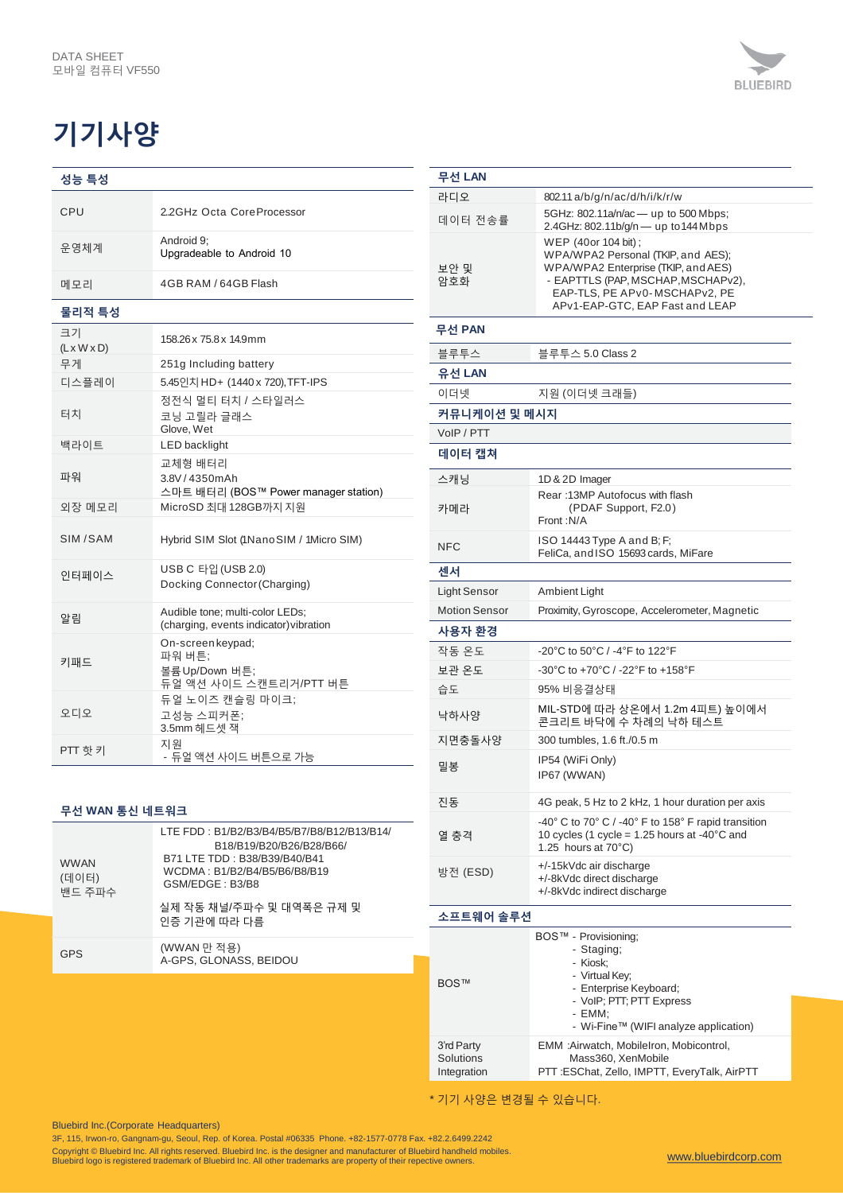DATA SHEET
모바일 컴퓨터 VF550

# 기기사양

## 성능 특성

| | |
|---|---|
| CPU | 2.2GHz Octa Core Processor |
| 운영체계 | Android 9;<br>Upgradeable to Android 10 |
| 메모리 | 4GB RAM / 64GB Flash |

## 물리적 특성

| | |
|---|---|
| 크기<br>(L x W x D) | 158.26 x 75.8 x 14.9mm |
| 무게 | 251g Including battery |
| 디스플레이 | 5.45인치 HD+ (1440 x 720), TFT-IPS |
| 터치 | 정전식 멀티 터치 / 스타일러스<br>코닝 고릴라 글래스<br>Glove, Wet |
| 백라이트 | LED backlight |
| 파워 | 교체형 배터리<br>3.8V / 4350mAh<br>스마트 배터리 (BOS™ Power manager station) |
| 외장 메모리 | MicroSD 최대 128GB까지 지원 |
| SIM / SAM | Hybrid SIM Slot (1Nano SIM / 1Micro SIM) |
| 인터페이스 | USB C 타입 (USB 2.0)<br>Docking Connector (Charging) |
| 알림 | Audible tone; multi-color LEDs;<br>(charging, events indicator) vibration |
| 키패드 | On-screen keypad;<br>파워 버튼;<br>볼륨 Up/Down 버튼;<br>듀얼 액션 사이드 스캔트리거/PTT 버튼 |
| 오디오 | 듀얼 노이즈 캔슬링 마이크;<br>고성능 스피커폰;<br>3.5mm 헤드셋 잭 |
| PTT 핫 키 | 지원<br>- 듀얼 액션 사이드 버튼으로 가능 |

## 무선 WAN 통신 네트워크

| | |
|---|---|
| WWAN<br>(데이터)<br>밴드 주파수 | LTE FDD : B1/B2/B3/B4/B5/B7/B8/B12/B13/B14/B18/B19/B20/B26/B28/B66/B71 LTE TDD : B38/B39/B40/B41<br>WCDMA : B1/B2/B4/B5/B6/B8/B19<br>GSM/EDGE : B3/B8<br><br>실제 작동 채널/주파수 및 대역폭은 규제 및 인증 기관에 따라 다름 |
| GPS | (WWAN 만 적용)<br>A-GPS, GLONASS, BEIDOU |

## 무선 LAN

| | |
|---|---|
| 라디오 | 802.11 a/b/g/n/ac/d/h/i/k/r/w |
| 데이터 전송률 | 5GHz: 802.11a/n/ac — up to 500 Mbps;<br>2.4GHz: 802.11b/g/n — up to 144 Mbps |
| 보안 및<br>암호화 | WEP (40 or 104 bit) ;<br>WPA/WPA2 Personal (TKIP, and AES);<br>WPA/WPA2 Enterprise (TKIP, and AES)<br>- EAPTTLS (PAP, MSCHAP, MSCHAPv2),<br>EAP-TLS, PE APv0-MSCHAPv2, PE<br>APv1-EAP-GTC, EAP Fast and LEAP |

## 무선 PAN

| | |
|---|---|
| 블루투스 | 블루투스 5.0 Class 2 |

## 유선 LAN

| | |
|---|---|
| 이더넷 | 지원 (이더넷 크래들) |

## 커뮤니케이션 및 메시지

VoIP / PTT

## 데이터 캡쳐

| | |
|---|---|
| 스캐닝 | 1D & 2D Imager |
| 카메라 | Rear : 13MP Autofocus with flash<br>(PDAF Support, F2.0)<br>Front : N/A |
| NFC | ISO 14443 Type A and B; F;<br>FeliCa, and ISO 15693 cards, MiFare |

## 센서

| | |
|---|---|
| Light Sensor | Ambient Light |
| Motion Sensor | Proximity, Gyroscope, Accelerometer, Magnetic |

## 사용자 환경

| | |
|---|---|
| 작동 온도 | -20°C to 50°C / -4°F to 122°F |
| 보관 온도 | -30°C to +70°C / -22°F to +158°F |
| 습도 | 95% 비응결상태 |
| 낙하사양 | MIL-STD에 따라 상온에서 1.2m 4피트) 높이에서 콘크리트 바닥에 수 차례의 낙하 테스트 |
| 지면충돌사양 | 300 tumbles, 1.6 ft./0.5 m |
| 밀봉 | IP54 (WiFi Only)<br>IP67 (WWAN) |
| 진동 | 4G peak, 5 Hz to 2 kHz, 1 hour duration per axis |
| 열 충격 | -40° C to 70° C / -40° F to 158° F rapid transition<br>10 cycles (1 cycle = 1.25 hours at -40°C and 1.25 hours at 70°C) |
| 방전 (ESD) | +/-15kVdc air discharge<br>+/-8kVdc direct discharge<br>+/-8kVdc indirect discharge |

## 소프트웨어 솔루션

| | |
|---|---|
| BOS™ | BOS™ - Provisioning;<br>- Staging;<br>- Kiosk;<br>- Virtual Key;<br>- Enterprise Keyboard;<br>- VoIP; PTT; PTT Express<br>- EMM;<br>- Wi-Fine™ (WIFI analyze application) |
| 3'rd Party<br>Solutions<br>Integration | EMM : Airwatch, MobileIron, Mobicontrol,<br>Mass360, XenMobile<br>PTT : ESChat, Zello, IMPTT, EveryTalk, AirPTT |

* 기기 사양은 변경될 수 있습니다.

Bluebird Inc.(Corporate Headquarters)
3F, 115, Irwon-ro, Gangnam-gu, Seoul, Rep. of Korea. Postal #06335 Phone. +82-1577-0778 Fax. +82.2.6499.2242
Copyright © Bluebird Inc. All rights reserved. Bluebird Inc. is the designer and manufacturer of Bluebird handheld mobiles.
Bluebird logo is registered trademark of Bluebird Inc. All other trademarks are property of their repective owners.

www.bluebirdcorp.com